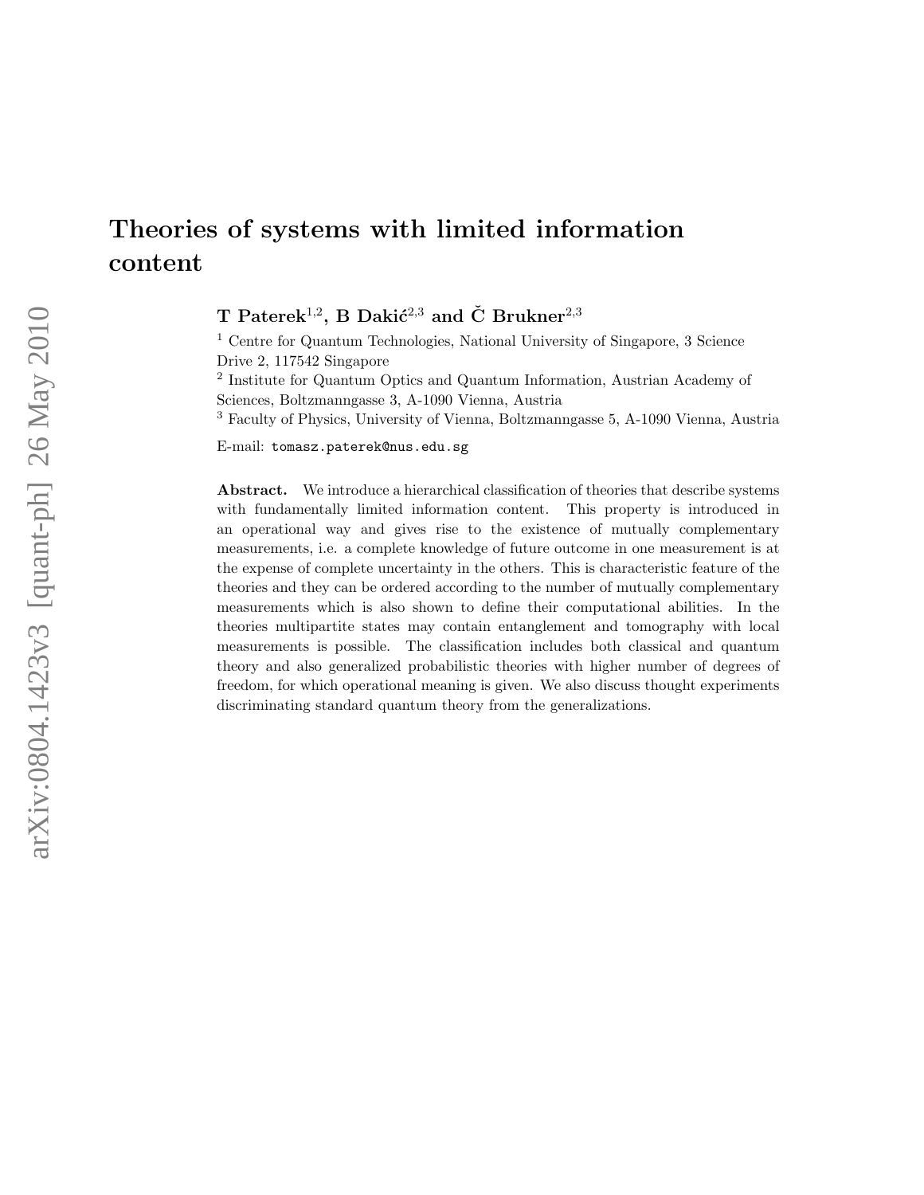# Theories of systems with limited information content

**T Paterek[1,2], B Dakić[2,3] and Č Brukner[2,3]**

[1] Centre for Quantum Technologies, National University of Singapore, 3 Science Drive 2, 117542 Singapore

[2] Institute for Quantum Optics and Quantum Information, Austrian Academy of Sciences, Boltzmanngasse 3, A-1090 Vienna, Austria

[3] Faculty of Physics, University of Vienna, Boltzmanngasse 5, A-1090 Vienna, Austria

E-mail: tomasz.paterek@nus.edu.sg

**Abstract.** We introduce a hierarchical classification of theories that describe systems with fundamentally limited information content. This property is introduced in an operational way and gives rise to the existence of mutually complementary measurements, i.e. a complete knowledge of future outcome in one measurement is at the expense of complete uncertainty in the others. This is characteristic feature of the theories and they can be ordered according to the number of mutually complementary measurements which is also shown to define their computational abilities. In the theories multipartite states may contain entanglement and tomography with local measurements is possible. The classification includes both classical and quantum theory and also generalized probabilistic theories with higher number of degrees of freedom, for which operational meaning is given. We also discuss thought experiments discriminating standard quantum theory from the generalizations.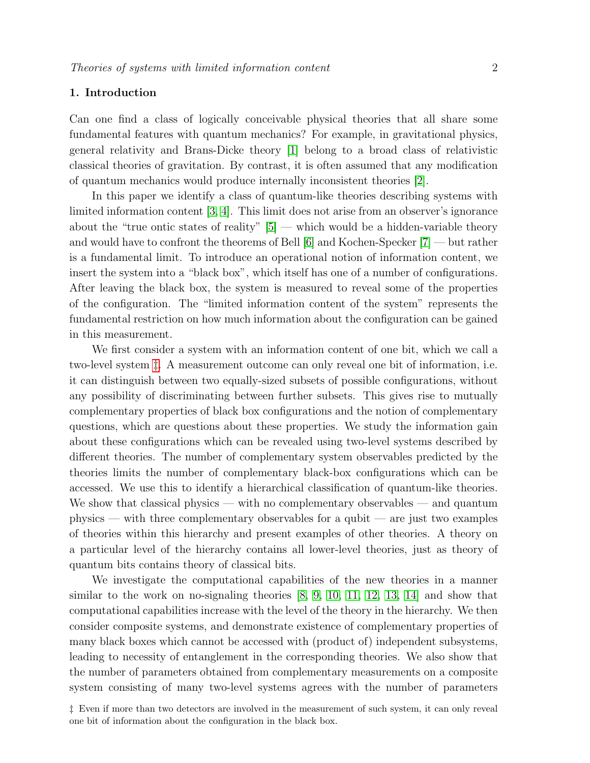## 1. Introduction

Can one find a class of logically conceivable physical theories that all share some fundamental features with quantum mechanics? For example, in gravitational physics, general relativity and Brans-Dicke theory [1] belong to a broad class of relativistic classical theories of gravitation. By contrast, it is often assumed that any modification of quantum mechanics would produce internally inconsistent theories [2].

In this paper we identify a class of quantum-like theories describing systems with limited information content [3, 4]. This limit does not arise from an observer's ignorance about the "true ontic states of reality" [5] — which would be a hidden-variable theory and would have to confront the theorems of Bell [6] and Kochen-Specker [7] — but rather is a fundamental limit. To introduce an operational notion of information content, we insert the system into a "black box", which itself has one of a number of configurations. After leaving the black box, the system is measured to reveal some of the properties of the configuration. The "limited information content of the system" represents the fundamental restriction on how much information about the configuration can be gained in this measurement.

We first consider a system with an information content of one bit, which we call a two-level system ‡. A measurement outcome can only reveal one bit of information, i.e. it can distinguish between two equally-sized subsets of possible configurations, without any possibility of discriminating between further subsets. This gives rise to mutually complementary properties of black box configurations and the notion of complementary questions, which are questions about these properties. We study the information gain about these configurations which can be revealed using two-level systems described by different theories. The number of complementary system observables predicted by the theories limits the number of complementary black-box configurations which can be accessed. We use this to identify a hierarchical classification of quantum-like theories. We show that classical physics — with no complementary observables — and quantum physics — with three complementary observables for a qubit — are just two examples of theories within this hierarchy and present examples of other theories. A theory on a particular level of the hierarchy contains all lower-level theories, just as theory of quantum bits contains theory of classical bits.

We investigate the computational capabilities of the new theories in a manner similar to the work on no-signaling theories [8, 9, 10, 11, 12, 13, 14] and show that computational capabilities increase with the level of the theory in the hierarchy. We then consider composite systems, and demonstrate existence of complementary properties of many black boxes which cannot be accessed with (product of) independent subsystems, leading to necessity of entanglement in the corresponding theories. We also show that the number of parameters obtained from complementary measurements on a composite system consisting of many two-level systems agrees with the number of parameters

‡ Even if more than two detectors are involved in the measurement of such system, it can only reveal one bit of information about the configuration in the black box.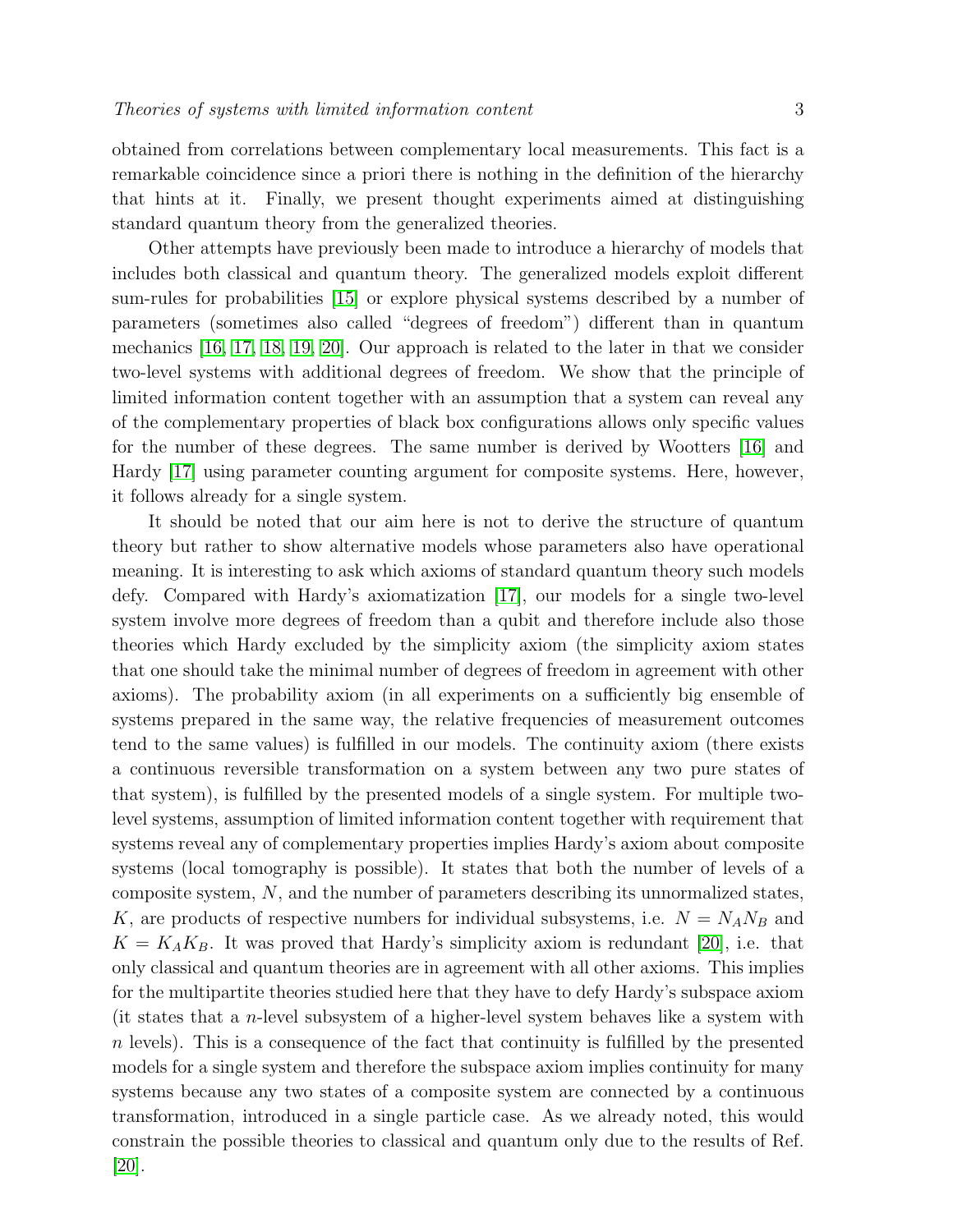obtained from correlations between complementary local measurements. This fact is a remarkable coincidence since a priori there is nothing in the definition of the hierarchy that hints at it. Finally, we present thought experiments aimed at distinguishing standard quantum theory from the generalized theories.

Other attempts have previously been made to introduce a hierarchy of models that includes both classical and quantum theory. The generalized models exploit different sum-rules for probabilities [15] or explore physical systems described by a number of parameters (sometimes also called "degrees of freedom") different than in quantum mechanics [16, 17, 18, 19, 20]. Our approach is related to the later in that we consider two-level systems with additional degrees of freedom. We show that the principle of limited information content together with an assumption that a system can reveal any of the complementary properties of black box configurations allows only specific values for the number of these degrees. The same number is derived by Wootters [16] and Hardy [17] using parameter counting argument for composite systems. Here, however, it follows already for a single system.

It should be noted that our aim here is not to derive the structure of quantum theory but rather to show alternative models whose parameters also have operational meaning. It is interesting to ask which axioms of standard quantum theory such models defy. Compared with Hardy's axiomatization [17], our models for a single two-level system involve more degrees of freedom than a qubit and therefore include also those theories which Hardy excluded by the simplicity axiom (the simplicity axiom states that one should take the minimal number of degrees of freedom in agreement with other axioms). The probability axiom (in all experiments on a sufficiently big ensemble of systems prepared in the same way, the relative frequencies of measurement outcomes tend to the same values) is fulfilled in our models. The continuity axiom (there exists a continuous reversible transformation on a system between any two pure states of that system), is fulfilled by the presented models of a single system. For multiple two-level systems, assumption of limited information content together with requirement that systems reveal any of complementary properties implies Hardy's axiom about composite systems (local tomography is possible). It states that both the number of levels of a composite system, $N$, and the number of parameters describing its unnormalized states, $K$, are products of respective numbers for individual subsystems, i.e. $N = N_A N_B$ and $K = K_A K_B$. It was proved that Hardy's simplicity axiom is redundant [20], i.e. that only classical and quantum theories are in agreement with all other axioms. This implies for the multipartite theories studied here that they have to defy Hardy's subspace axiom (it states that a $n$-level subsystem of a higher-level system behaves like a system with $n$ levels). This is a consequence of the fact that continuity is fulfilled by the presented models for a single system and therefore the subspace axiom implies continuity for many systems because any two states of a composite system are connected by a continuous transformation, introduced in a single particle case. As we already noted, this would constrain the possible theories to classical and quantum only due to the results of Ref. [20].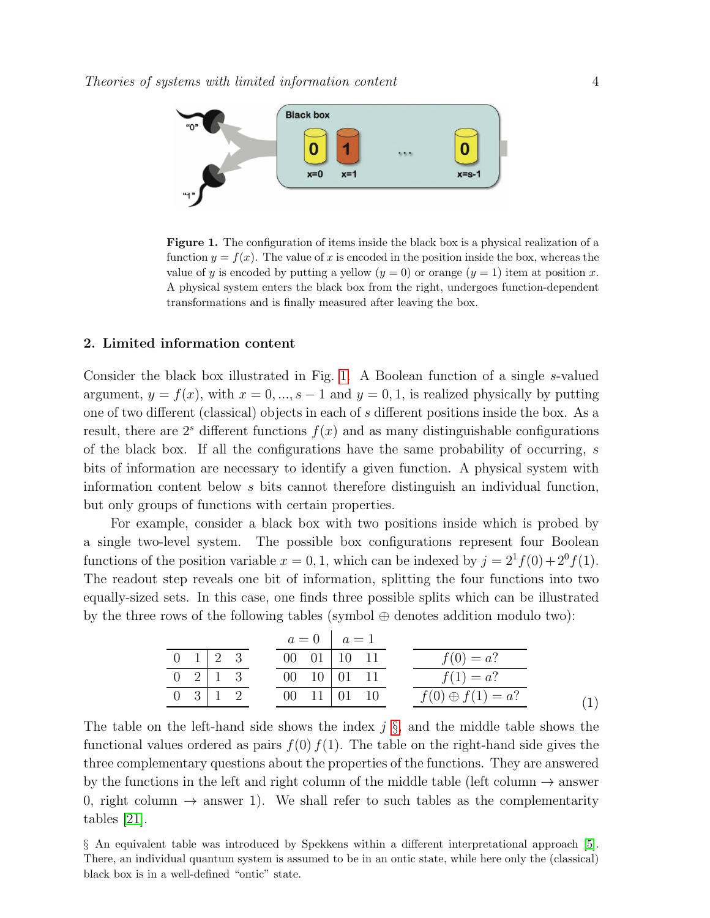**Figure 1.** The configuration of items inside the black box is a physical realization of a function $y = f(x)$. The value of $x$ is encoded in the position inside the box, whereas the value of $y$ is encoded by putting a yellow ($y = 0$) or orange ($y = 1$) item at position $x$. A physical system enters the black box from the right, undergoes function-dependent transformations and is finally measured after leaving the box.

## 2. Limited information content

Consider the black box illustrated in Fig. 1. A Boolean function of a single $s$-valued argument, $y = f(x)$, with $x = 0, ..., s-1$ and $y = 0, 1$, is realized physically by putting one of two different (classical) objects in each of $s$ different positions inside the box. As a result, there are $2^s$ different functions $f(x)$ and as many distinguishable configurations of the black box. If all the configurations have the same probability of occurring, $s$ bits of information are necessary to identify a given function. A physical system with information content below $s$ bits cannot therefore distinguish an individual function, but only groups of functions with certain properties.

For example, consider a black box with two positions inside which is probed by a single two-level system. The possible box configurations represent four Boolean functions of the position variable $x = 0, 1$, which can be indexed by $j = 2^1 f(0) + 2^0 f(1)$. The readout step reveals one bit of information, splitting the four functions into two equally-sized sets. In this case, one finds three possible splits which can be illustrated by the three rows of the following tables (symbol $\oplus$ denotes addition modulo two):

| | | | |
|---|---|---|---|
| 0 | 1 | 2 | 3 |
| 0 | 2 | 1 | 3 |
| 0 | 3 | 1 | 2 |

| $a=0$ | | $a=1$ | |
|---|---|---|---|
| 00 | 01 | 10 | 11 |
| 00 | 10 | 01 | 11 |
| 00 | 11 | 01 | 10 |

| |
|---|
| $f(0) = a?$ |
| $f(1) = a?$ |
| $f(0) \oplus f(1) = a?$ |

(1)

The table on the left-hand side shows the index $j$ § and the middle table shows the functional values ordered as pairs $f(0)\,f(1)$. The table on the right-hand side gives the three complementary questions about the properties of the functions. They are answered by the functions in the left and right column of the middle table (left column $\rightarrow$ answer 0, right column $\rightarrow$ answer 1). We shall refer to such tables as the complementarity tables [21].

§ An equivalent table was introduced by Spekkens within a different interpretational approach [5]. There, an individual quantum system is assumed to be in an ontic state, while here only the (classical) black box is in a well-defined "ontic" state.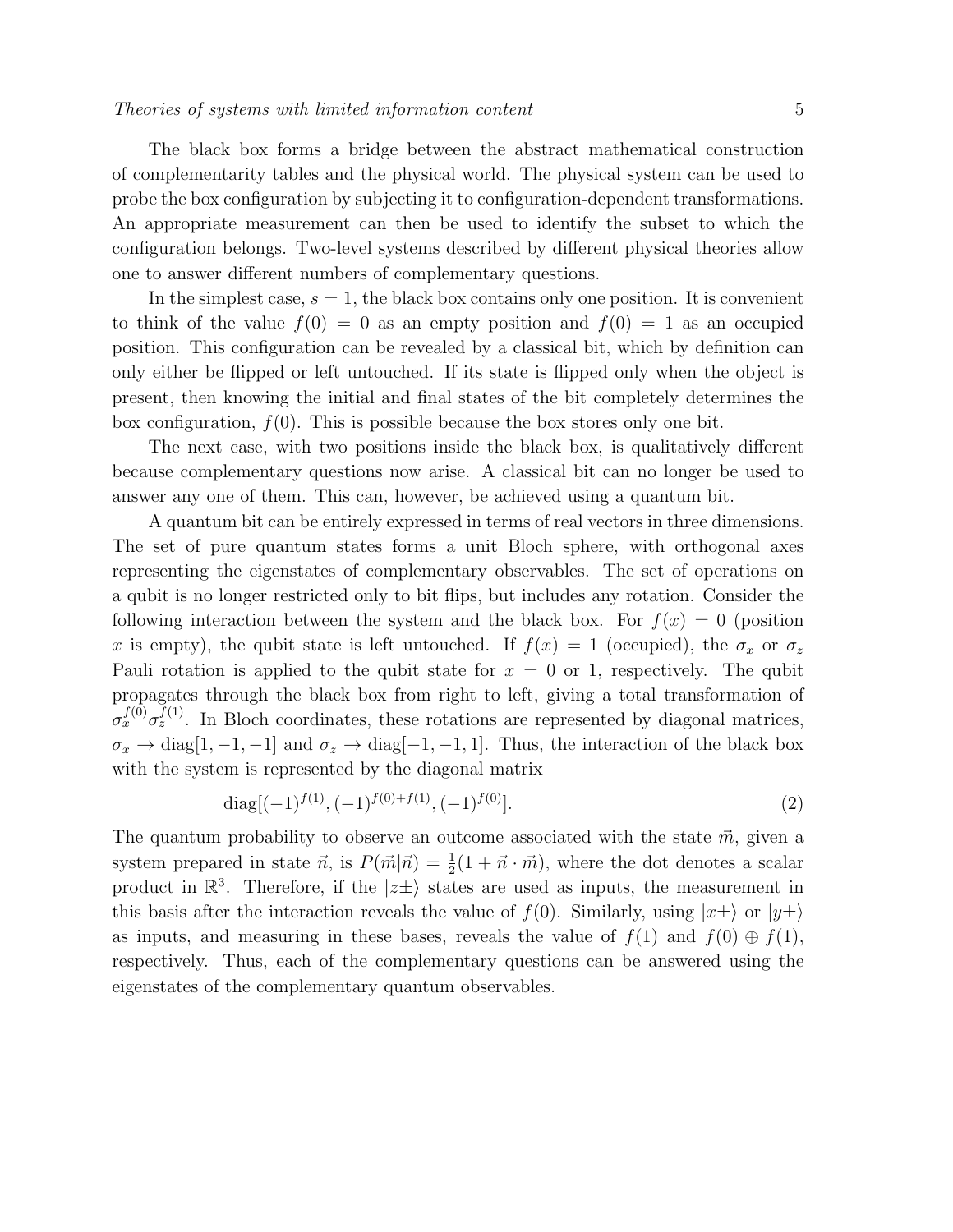The black box forms a bridge between the abstract mathematical construction of complementarity tables and the physical world. The physical system can be used to probe the box configuration by subjecting it to configuration-dependent transformations. An appropriate measurement can then be used to identify the subset to which the configuration belongs. Two-level systems described by different physical theories allow one to answer different numbers of complementary questions.

In the simplest case, $s = 1$, the black box contains only one position. It is convenient to think of the value $f(0) = 0$ as an empty position and $f(0) = 1$ as an occupied position. This configuration can be revealed by a classical bit, which by definition can only either be flipped or left untouched. If its state is flipped only when the object is present, then knowing the initial and final states of the bit completely determines the box configuration, $f(0)$. This is possible because the box stores only one bit.

The next case, with two positions inside the black box, is qualitatively different because complementary questions now arise. A classical bit can no longer be used to answer any one of them. This can, however, be achieved using a quantum bit.

A quantum bit can be entirely expressed in terms of real vectors in three dimensions. The set of pure quantum states forms a unit Bloch sphere, with orthogonal axes representing the eigenstates of complementary observables. The set of operations on a qubit is no longer restricted only to bit flips, but includes any rotation. Consider the following interaction between the system and the black box. For $f(x) = 0$ (position $x$ is empty), the qubit state is left untouched. If $f(x) = 1$ (occupied), the $\sigma_x$ or $\sigma_z$ Pauli rotation is applied to the qubit state for $x = 0$ or 1, respectively. The qubit propagates through the black box from right to left, giving a total transformation of $\sigma_x^{f(0)} \sigma_z^{f(1)}$. In Bloch coordinates, these rotations are represented by diagonal matrices, $\sigma_x \to \mathrm{diag}[1, -1, -1]$ and $\sigma_z \to \mathrm{diag}[-1, -1, 1]$. Thus, the interaction of the black box with the system is represented by the diagonal matrix

$$\mathrm{diag}[(-1)^{f(1)}, (-1)^{f(0)+f(1)}, (-1)^{f(0)}]. \tag{2}$$

The quantum probability to observe an outcome associated with the state $\vec{m}$, given a system prepared in state $\vec{n}$, is $P(\vec{m}|\vec{n}) = \frac{1}{2}(1 + \vec{n} \cdot \vec{m})$, where the dot denotes a scalar product in $\mathbb{R}^3$. Therefore, if the $|z\pm\rangle$ states are used as inputs, the measurement in this basis after the interaction reveals the value of $f(0)$. Similarly, using $|x\pm\rangle$ or $|y\pm\rangle$ as inputs, and measuring in these bases, reveals the value of $f(1)$ and $f(0) \oplus f(1)$, respectively. Thus, each of the complementary questions can be answered using the eigenstates of the complementary quantum observables.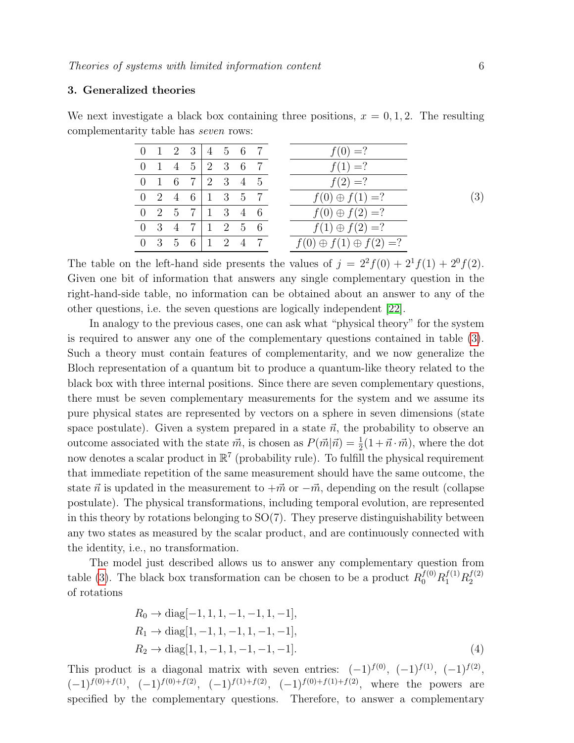## 3. Generalized theories

We next investigate a black box containing three positions, $x = 0, 1, 2$. The resulting complementarity table has *seven* rows:

| | | | | | | | | |
|---|---|---|---|---|---|---|---|---|
| 0 | 1 | 2 | 3 | 4 | 5 | 6 | 7 | $f(0) =?$ |
| 0 | 1 | 4 | 5 | 2 | 3 | 6 | 7 | $f(1) =?$ |
| 0 | 1 | 6 | 7 | 2 | 3 | 4 | 5 | $f(2) =?$ |
| 0 | 2 | 4 | 6 | 1 | 3 | 5 | 7 | $f(0) \oplus f(1) =?$ |
| 0 | 2 | 5 | 7 | 1 | 3 | 4 | 6 | $f(0) \oplus f(2) =?$ |
| 0 | 3 | 4 | 7 | 1 | 2 | 5 | 6 | $f(1) \oplus f(2) =?$ |
| 0 | 3 | 5 | 6 | 1 | 2 | 4 | 7 | $f(0) \oplus f(1) \oplus f(2) =?$ |

(3)

The table on the left-hand side presents the values of $j = 2^2 f(0) + 2^1 f(1) + 2^0 f(2)$. Given one bit of information that answers any single complementary question in the right-hand-side table, no information can be obtained about an answer to any of the other questions, i.e. the seven questions are logically independent [22].

In analogy to the previous cases, one can ask what "physical theory" for the system is required to answer any one of the complementary questions contained in table (3). Such a theory must contain features of complementarity, and we now generalize the Bloch representation of a quantum bit to produce a quantum-like theory related to the black box with three internal positions. Since there are seven complementary questions, there must be seven complementary measurements for the system and we assume its pure physical states are represented by vectors on a sphere in seven dimensions (state space postulate). Given a system prepared in a state $\vec{n}$, the probability to observe an outcome associated with the state $\vec{m}$, is chosen as $P(\vec{m}|\vec{n}) = \frac{1}{2}(1 + \vec{n} \cdot \vec{m})$, where the dot now denotes a scalar product in $\mathbb{R}^7$ (probability rule). To fulfill the physical requirement that immediate repetition of the same measurement should have the same outcome, the state $\vec{n}$ is updated in the measurement to $+\vec{m}$ or $-\vec{m}$, depending on the result (collapse postulate). The physical transformations, including temporal evolution, are represented in this theory by rotations belonging to SO(7). They preserve distinguishability between any two states as measured by the scalar product, and are continuously connected with the identity, i.e., no transformation.

The model just described allows us to answer any complementary question from table (3). The black box transformation can be chosen to be a product $R_0^{f(0)} R_1^{f(1)} R_2^{f(2)}$ of rotations

$$
\begin{aligned}
R_0 &\to \mathrm{diag}[-1, 1, 1, -1, -1, 1, -1], \\
R_1 &\to \mathrm{diag}[1, -1, 1, -1, 1, -1, -1], \\
R_2 &\to \mathrm{diag}[1, 1, -1, 1, -1, -1, -1].
\end{aligned} \tag{4}
$$

This product is a diagonal matrix with seven entries: $(-1)^{f(0)}$, $(-1)^{f(1)}$, $(-1)^{f(2)}$, $(-1)^{f(0)+f(1)}$, $(-1)^{f(0)+f(2)}$, $(-1)^{f(1)+f(2)}$, $(-1)^{f(0)+f(1)+f(2)}$, where the powers are specified by the complementary questions. Therefore, to answer a complementary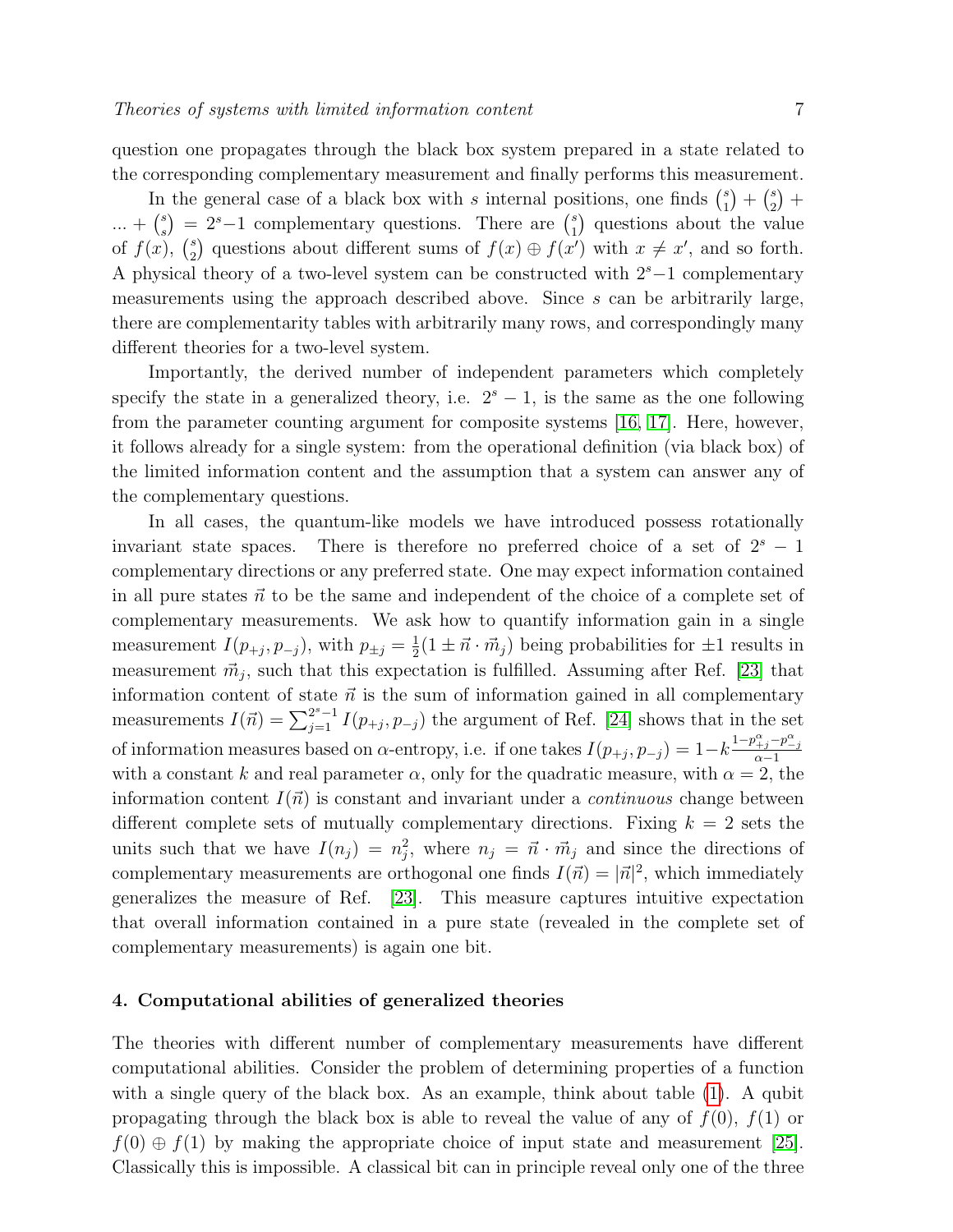question one propagates through the black box system prepared in a state related to the corresponding complementary measurement and finally performs this measurement.

In the general case of a black box with $s$ internal positions, one finds $\binom{s}{1} + \binom{s}{2} + ... + \binom{s}{s} = 2^s - 1$ complementary questions. There are $\binom{s}{1}$ questions about the value of $f(x)$, $\binom{s}{2}$ questions about different sums of $f(x) \oplus f(x')$ with $x \neq x'$, and so forth. A physical theory of a two-level system can be constructed with $2^s - 1$ complementary measurements using the approach described above. Since $s$ can be arbitrarily large, there are complementarity tables with arbitrarily many rows, and correspondingly many different theories for a two-level system.

Importantly, the derived number of independent parameters which completely specify the state in a generalized theory, i.e. $2^s - 1$, is the same as the one following from the parameter counting argument for composite systems [16, 17]. Here, however, it follows already for a single system: from the operational definition (via black box) of the limited information content and the assumption that a system can answer any of the complementary questions.

In all cases, the quantum-like models we have introduced possess rotationally invariant state spaces. There is therefore no preferred choice of a set of $2^s - 1$ complementary directions or any preferred state. One may expect information contained in all pure states $\vec{n}$ to be the same and independent of the choice of a complete set of complementary measurements. We ask how to quantify information gain in a single measurement $I(p_{+j}, p_{-j})$, with $p_{\pm j} = \frac{1}{2}(1 \pm \vec{n} \cdot \vec{m}_j)$ being probabilities for $\pm 1$ results in measurement $\vec{m}_j$, such that this expectation is fulfilled. Assuming after Ref. [23] that information content of state $\vec{n}$ is the sum of information gained in all complementary measurements $I(\vec{n}) = \sum_{j=1}^{2^s-1} I(p_{+j}, p_{-j})$ the argument of Ref. [24] shows that in the set of information measures based on $\alpha$-entropy, i.e. if one takes $I(p_{+j}, p_{-j}) = 1 - k\frac{1 - p_{+j}^{\alpha} - p_{-j}^{\alpha}}{\alpha - 1}$ with a constant $k$ and real parameter $\alpha$, only for the quadratic measure, with $\alpha = 2$, the information content $I(\vec{n})$ is constant and invariant under a *continuous* change between different complete sets of mutually complementary directions. Fixing $k = 2$ sets the units such that we have $I(n_j) = n_j^2$, where $n_j = \vec{n} \cdot \vec{m}_j$ and since the directions of complementary measurements are orthogonal one finds $I(\vec{n}) = |\vec{n}|^2$, which immediately generalizes the measure of Ref. [23]. This measure captures intuitive expectation that overall information contained in a pure state (revealed in the complete set of complementary measurements) is again one bit.

## 4. Computational abilities of generalized theories

The theories with different number of complementary measurements have different computational abilities. Consider the problem of determining properties of a function with a single query of the black box. As an example, think about table (1). A qubit propagating through the black box is able to reveal the value of any of $f(0)$, $f(1)$ or $f(0) \oplus f(1)$ by making the appropriate choice of input state and measurement [25]. Classically this is impossible. A classical bit can in principle reveal only one of the three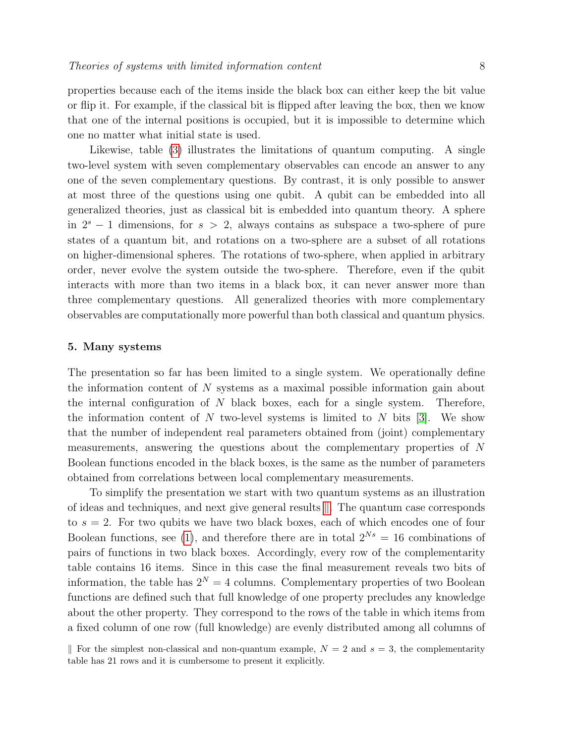properties because each of the items inside the black box can either keep the bit value or flip it. For example, if the classical bit is flipped after leaving the box, then we know that one of the internal positions is occupied, but it is impossible to determine which one no matter what initial state is used.

Likewise, table (3) illustrates the limitations of quantum computing. A single two-level system with seven complementary observables can encode an answer to any one of the seven complementary questions. By contrast, it is only possible to answer at most three of the questions using one qubit. A qubit can be embedded into all generalized theories, just as classical bit is embedded into quantum theory. A sphere in $2^s - 1$ dimensions, for $s > 2$, always contains as subspace a two-sphere of pure states of a quantum bit, and rotations on a two-sphere are a subset of all rotations on higher-dimensional spheres. The rotations of two-sphere, when applied in arbitrary order, never evolve the system outside the two-sphere. Therefore, even if the qubit interacts with more than two items in a black box, it can never answer more than three complementary questions. All generalized theories with more complementary observables are computationally more powerful than both classical and quantum physics.

## 5. Many systems

The presentation so far has been limited to a single system. We operationally define the information content of $N$ systems as a maximal possible information gain about the internal configuration of $N$ black boxes, each for a single system. Therefore, the information content of $N$ two-level systems is limited to $N$ bits [3]. We show that the number of independent real parameters obtained from (joint) complementary measurements, answering the questions about the complementary properties of $N$ Boolean functions encoded in the black boxes, is the same as the number of parameters obtained from correlations between local complementary measurements.

To simplify the presentation we start with two quantum systems as an illustration of ideas and techniques, and next give general results ‖. The quantum case corresponds to $s = 2$. For two qubits we have two black boxes, each of which encodes one of four Boolean functions, see (1), and therefore there are in total $2^{Ns} = 16$ combinations of pairs of functions in two black boxes. Accordingly, every row of the complementarity table contains 16 items. Since in this case the final measurement reveals two bits of information, the table has $2^N = 4$ columns. Complementary properties of two Boolean functions are defined such that full knowledge of one property precludes any knowledge about the other property. They correspond to the rows of the table in which items from a fixed column of one row (full knowledge) are evenly distributed among all columns of

‖ For the simplest non-classical and non-quantum example, $N = 2$ and $s = 3$, the complementarity table has 21 rows and it is cumbersome to present it explicitly.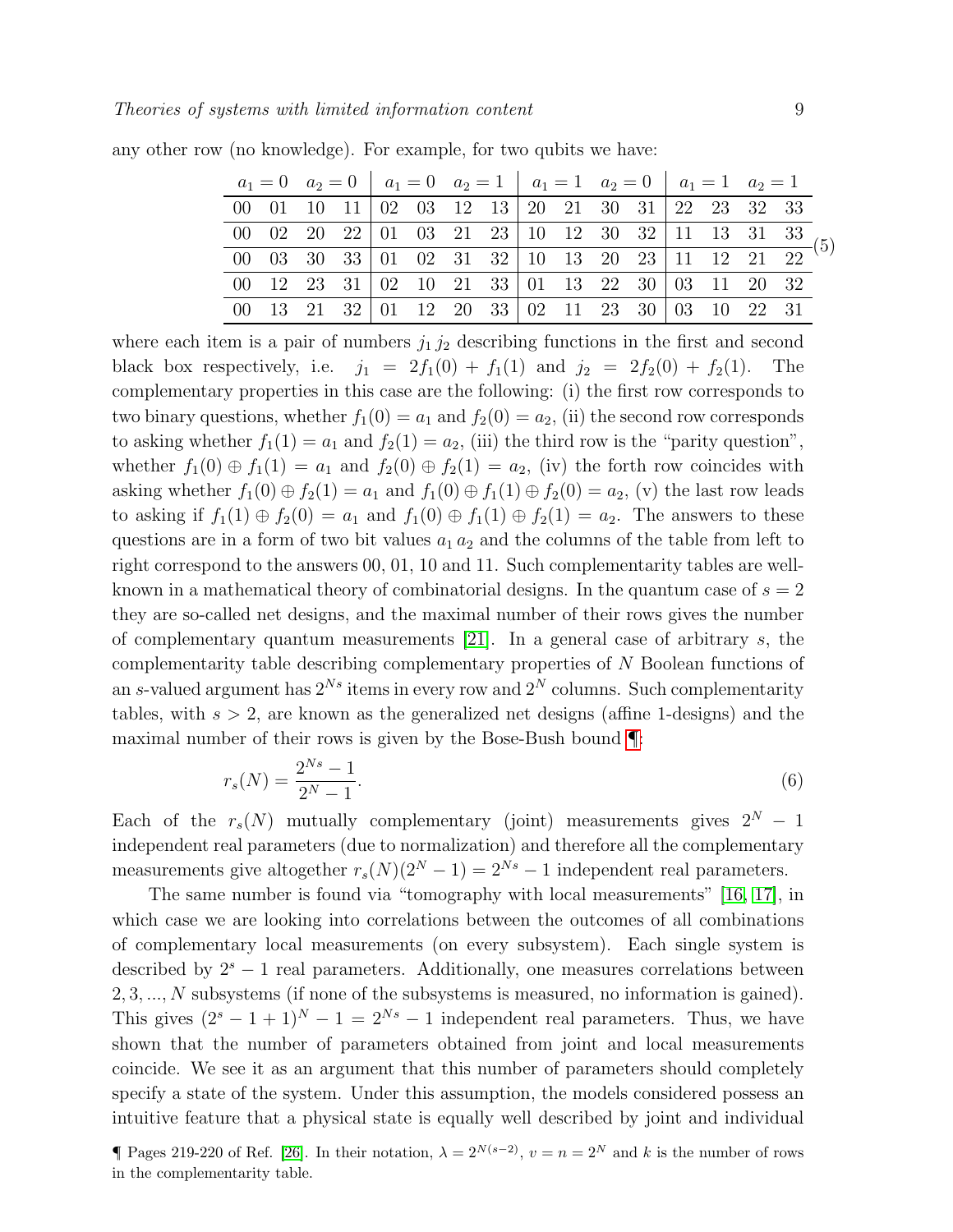any other row (no knowledge). For example, for two qubits we have:

| $a_1 = 0 \quad a_2 = 0$ | | | | $a_1 = 0 \quad a_2 = 1$ | | | | $a_1 = 1 \quad a_2 = 0$ | | | | $a_1 = 1 \quad a_2 = 1$ | | | |
|---|---|---|---|---|---|---|---|---|---|---|---|---|---|---|---|
| 00 | 01 | 10 | 11 | 02 | 03 | 12 | 13 | 20 | 21 | 30 | 31 | 22 | 23 | 32 | 33 |
| 00 | 02 | 20 | 22 | 01 | 03 | 21 | 23 | 10 | 12 | 30 | 32 | 11 | 13 | 31 | 33 |
| 00 | 03 | 30 | 33 | 01 | 02 | 31 | 32 | 10 | 13 | 20 | 23 | 11 | 12 | 21 | 22 |
| 00 | 12 | 23 | 31 | 02 | 10 | 21 | 33 | 01 | 13 | 22 | 30 | 03 | 11 | 20 | 32 |
| 00 | 13 | 21 | 32 | 01 | 12 | 20 | 33 | 02 | 11 | 23 | 30 | 03 | 10 | 22 | 31 |

(5)

where each item is a pair of numbers $j_1 j_2$ describing functions in the first and second black box respectively, i.e. $j_1 = 2f_1(0) + f_1(1)$ and $j_2 = 2f_2(0) + f_2(1)$. The complementary properties in this case are the following: (i) the first row corresponds to two binary questions, whether $f_1(0) = a_1$ and $f_2(0) = a_2$, (ii) the second row corresponds to asking whether $f_1(1) = a_1$ and $f_2(1) = a_2$, (iii) the third row is the "parity question", whether $f_1(0) \oplus f_1(1) = a_1$ and $f_2(0) \oplus f_2(1) = a_2$, (iv) the forth row coincides with asking whether $f_1(0) \oplus f_2(1) = a_1$ and $f_1(0) \oplus f_1(1) \oplus f_2(0) = a_2$, (v) the last row leads to asking if $f_1(1) \oplus f_2(0) = a_1$ and $f_1(0) \oplus f_1(1) \oplus f_2(1) = a_2$. The answers to these questions are in a form of two bit values $a_1 a_2$ and the columns of the table from left to right correspond to the answers 00, 01, 10 and 11. Such complementarity tables are well-known in a mathematical theory of combinatorial designs. In the quantum case of $s = 2$ they are so-called net designs, and the maximal number of their rows gives the number of complementary quantum measurements [21]. In a general case of arbitrary $s$, the complementarity table describing complementary properties of $N$ Boolean functions of an $s$-valued argument has $2^{Ns}$ items in every row and $2^N$ columns. Such complementarity tables, with $s > 2$, are known as the generalized net designs (affine 1-designs) and the maximal number of their rows is given by the Bose-Bush bound ¶:

$$r_s(N) = \frac{2^{Ns} - 1}{2^N - 1}. \tag{6}$$

Each of the $r_s(N)$ mutually complementary (joint) measurements gives $2^N - 1$ independent real parameters (due to normalization) and therefore all the complementary measurements give altogether $r_s(N)(2^N - 1) = 2^{Ns} - 1$ independent real parameters.

The same number is found via "tomography with local measurements" [16, 17], in which case we are looking into correlations between the outcomes of all combinations of complementary local measurements (on every subsystem). Each single system is described by $2^s - 1$ real parameters. Additionally, one measures correlations between $2, 3, ..., N$ subsystems (if none of the subsystems is measured, no information is gained). This gives $(2^s - 1 + 1)^N - 1 = 2^{Ns} - 1$ independent real parameters. Thus, we have shown that the number of parameters obtained from joint and local measurements coincide. We see it as an argument that this number of parameters should completely specify a state of the system. Under this assumption, the models considered possess an intuitive feature that a physical state is equally well described by joint and individual

¶ Pages 219-220 of Ref. [26]. In their notation, $\lambda = 2^{N(s-2)}$, $v = n = 2^N$ and $k$ is the number of rows in the complementarity table.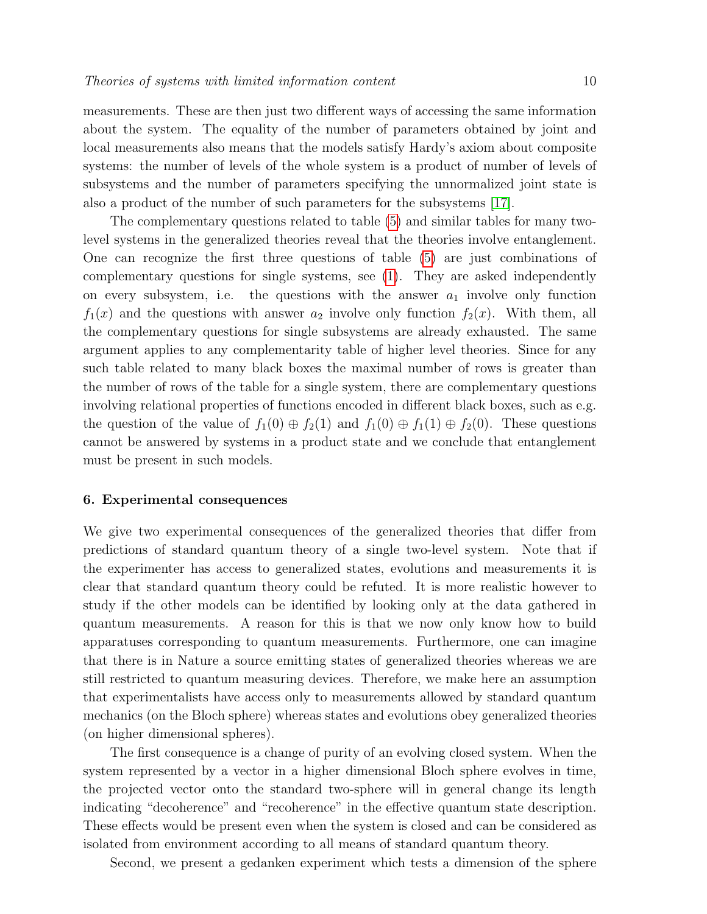measurements. These are then just two different ways of accessing the same information about the system. The equality of the number of parameters obtained by joint and local measurements also means that the models satisfy Hardy's axiom about composite systems: the number of levels of the whole system is a product of number of levels of subsystems and the number of parameters specifying the unnormalized joint state is also a product of the number of such parameters for the subsystems [17].

The complementary questions related to table (5) and similar tables for many two-level systems in the generalized theories reveal that the theories involve entanglement. One can recognize the first three questions of table (5) are just combinations of complementary questions for single systems, see (1). They are asked independently on every subsystem, i.e. the questions with the answer $a_1$ involve only function $f_1(x)$ and the questions with answer $a_2$ involve only function $f_2(x)$. With them, all the complementary questions for single subsystems are already exhausted. The same argument applies to any complementarity table of higher level theories. Since for any such table related to many black boxes the maximal number of rows is greater than the number of rows of the table for a single system, there are complementary questions involving relational properties of functions encoded in different black boxes, such as e.g. the question of the value of $f_1(0) \oplus f_2(1)$ and $f_1(0) \oplus f_1(1) \oplus f_2(0)$. These questions cannot be answered by systems in a product state and we conclude that entanglement must be present in such models.

## 6. Experimental consequences

We give two experimental consequences of the generalized theories that differ from predictions of standard quantum theory of a single two-level system. Note that if the experimenter has access to generalized states, evolutions and measurements it is clear that standard quantum theory could be refuted. It is more realistic however to study if the other models can be identified by looking only at the data gathered in quantum measurements. A reason for this is that we now only know how to build apparatuses corresponding to quantum measurements. Furthermore, one can imagine that there is in Nature a source emitting states of generalized theories whereas we are still restricted to quantum measuring devices. Therefore, we make here an assumption that experimentalists have access only to measurements allowed by standard quantum mechanics (on the Bloch sphere) whereas states and evolutions obey generalized theories (on higher dimensional spheres).

The first consequence is a change of purity of an evolving closed system. When the system represented by a vector in a higher dimensional Bloch sphere evolves in time, the projected vector onto the standard two-sphere will in general change its length indicating "decoherence" and "recoherence" in the effective quantum state description. These effects would be present even when the system is closed and can be considered as isolated from environment according to all means of standard quantum theory.

Second, we present a gedanken experiment which tests a dimension of the sphere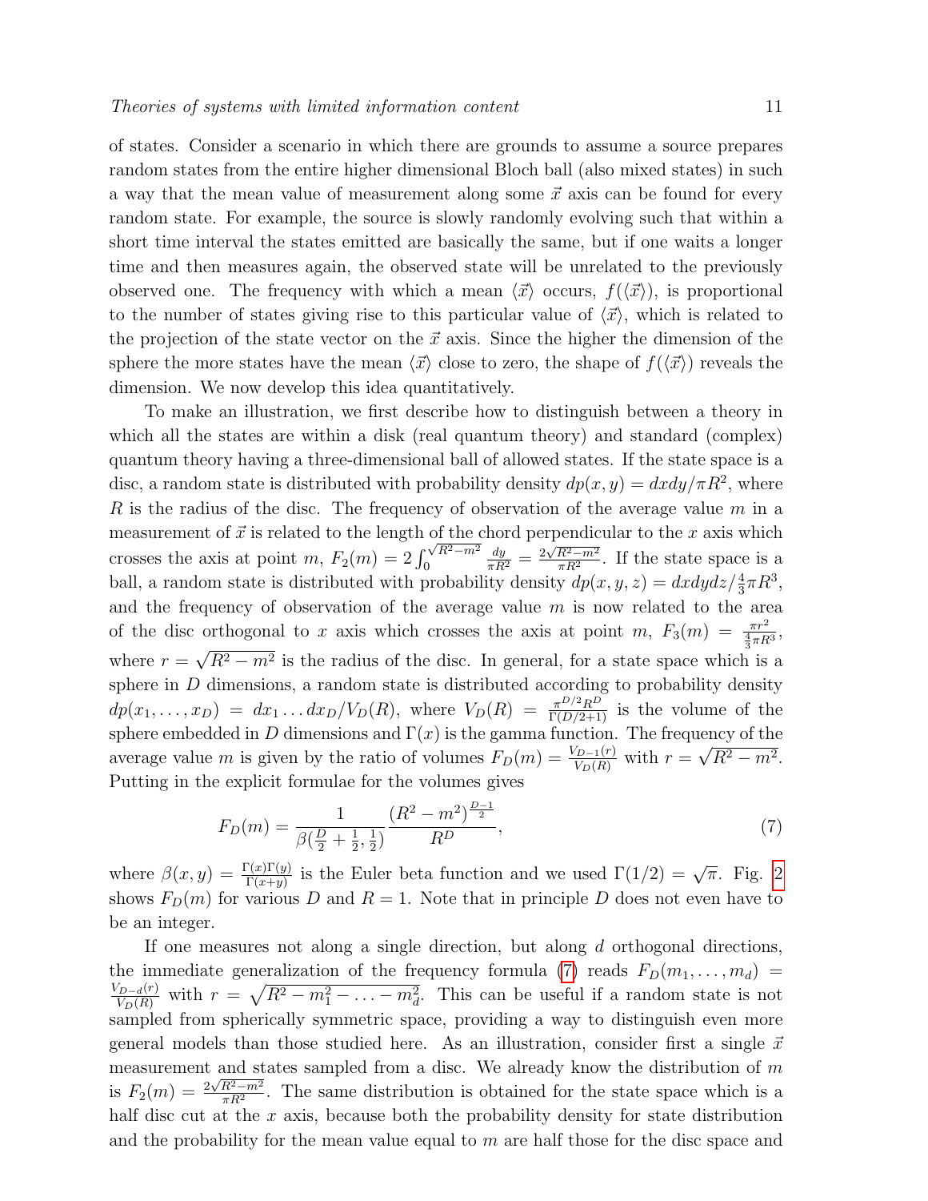of states. Consider a scenario in which there are grounds to assume a source prepares random states from the entire higher dimensional Bloch ball (also mixed states) in such a way that the mean value of measurement along some $\vec{x}$ axis can be found for every random state. For example, the source is slowly randomly evolving such that within a short time interval the states emitted are basically the same, but if one waits a longer time and then measures again, the observed state will be unrelated to the previously observed one. The frequency with which a mean $\langle \vec{x} \rangle$ occurs, $f(\langle \vec{x} \rangle)$, is proportional to the number of states giving rise to this particular value of $\langle \vec{x} \rangle$, which is related to the projection of the state vector on the $\vec{x}$ axis. Since the higher the dimension of the sphere the more states have the mean $\langle \vec{x} \rangle$ close to zero, the shape of $f(\langle \vec{x} \rangle)$ reveals the dimension. We now develop this idea quantitatively.

To make an illustration, we first describe how to distinguish between a theory in which all the states are within a disk (real quantum theory) and standard (complex) quantum theory having a three-dimensional ball of allowed states. If the state space is a disc, a random state is distributed with probability density $dp(x,y) = dxdy/\pi R^2$, where $R$ is the radius of the disc. The frequency of observation of the average value $m$ in a measurement of $\vec{x}$ is related to the length of the chord perpendicular to the $x$ axis which crosses the axis at point $m$, $F_2(m) = 2\int_0^{\sqrt{R^2-m^2}} \frac{dy}{\pi R^2} = \frac{2\sqrt{R^2-m^2}}{\pi R^2}$. If the state space is a ball, a random state is distributed with probability density $dp(x,y,z) = dxdydz/\frac{4}{3}\pi R^3$, and the frequency of observation of the average value $m$ is now related to the area of the disc orthogonal to $x$ axis which crosses the axis at point $m$, $F_3(m) = \frac{\pi r^2}{\frac{4}{3}\pi R^3}$, where $r = \sqrt{R^2 - m^2}$ is the radius of the disc. In general, for a state space which is a sphere in $D$ dimensions, a random state is distributed according to probability density $dp(x_1,\dots,x_D) = dx_1 \dots dx_D/V_D(R)$, where $V_D(R) = \frac{\pi^{D/2}R^D}{\Gamma(D/2+1)}$ is the volume of the sphere embedded in $D$ dimensions and $\Gamma(x)$ is the gamma function. The frequency of the average value $m$ is given by the ratio of volumes $F_D(m) = \frac{V_{D-1}(r)}{V_D(R)}$ with $r = \sqrt{R^2 - m^2}$. Putting in the explicit formulae for the volumes gives

$$F_D(m) = \frac{1}{\beta(\frac{D}{2}+\frac{1}{2},\frac{1}{2})} \frac{(R^2-m^2)^{\frac{D-1}{2}}}{R^D}, \tag{7}$$

where $\beta(x,y) = \frac{\Gamma(x)\Gamma(y)}{\Gamma(x+y)}$ is the Euler beta function and we used $\Gamma(1/2) = \sqrt{\pi}$. Fig. 2 shows $F_D(m)$ for various $D$ and $R = 1$. Note that in principle $D$ does not even have to be an integer.

If one measures not along a single direction, but along $d$ orthogonal directions, the immediate generalization of the frequency formula (7) reads $F_D(m_1,\dots,m_d) = \frac{V_{D-d}(r)}{V_D(R)}$ with $r = \sqrt{R^2 - m_1^2 - \dots - m_d^2}$. This can be useful if a random state is not sampled from spherically symmetric space, providing a way to distinguish even more general models than those studied here. As an illustration, consider first a single $\vec{x}$ measurement and states sampled from a disc. We already know the distribution of $m$ is $F_2(m) = \frac{2\sqrt{R^2-m^2}}{\pi R^2}$. The same distribution is obtained for the state space which is a half disc cut at the $x$ axis, because both the probability density for state distribution and the probability for the mean value equal to $m$ are half those for the disc space and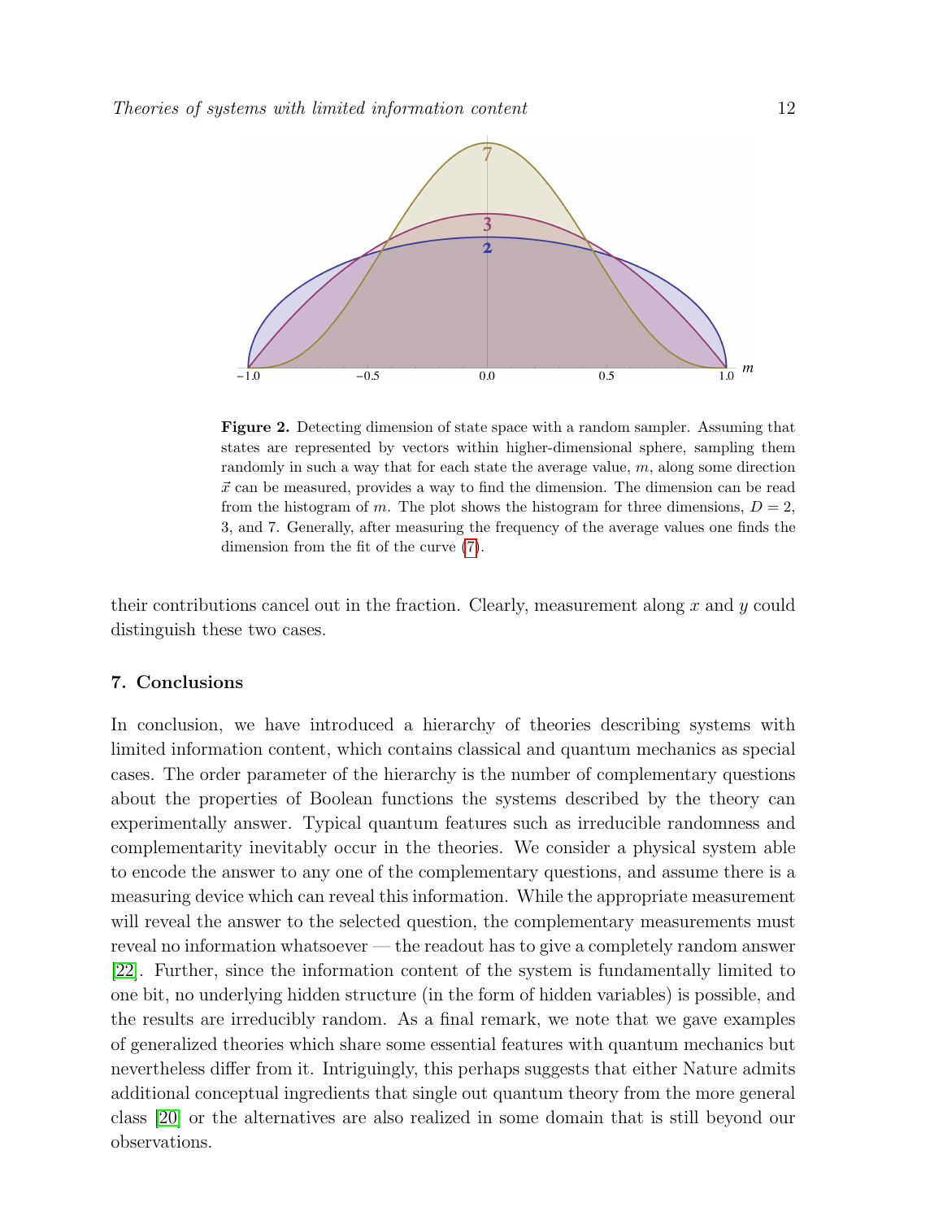**Figure 2.** Detecting dimension of state space with a random sampler. Assuming that states are represented by vectors within higher-dimensional sphere, sampling them randomly in such a way that for each state the average value, $m$, along some direction $\vec{x}$ can be measured, provides a way to find the dimension. The dimension can be read from the histogram of $m$. The plot shows the histogram for three dimensions, $D = 2$, 3, and 7. Generally, after measuring the frequency of the average values one finds the dimension from the fit of the curve (7).

their contributions cancel out in the fraction. Clearly, measurement along $x$ and $y$ could distinguish these two cases.

## 7. Conclusions

In conclusion, we have introduced a hierarchy of theories describing systems with limited information content, which contains classical and quantum mechanics as special cases. The order parameter of the hierarchy is the number of complementary questions about the properties of Boolean functions the systems described by the theory can experimentally answer. Typical quantum features such as irreducible randomness and complementarity inevitably occur in the theories. We consider a physical system able to encode the answer to any one of the complementary questions, and assume there is a measuring device which can reveal this information. While the appropriate measurement will reveal the answer to the selected question, the complementary measurements must reveal no information whatsoever — the readout has to give a completely random answer [22]. Further, since the information content of the system is fundamentally limited to one bit, no underlying hidden structure (in the form of hidden variables) is possible, and the results are irreducibly random. As a final remark, we note that we gave examples of generalized theories which share some essential features with quantum mechanics but nevertheless differ from it. Intriguingly, this perhaps suggests that either Nature admits additional conceptual ingredients that single out quantum theory from the more general class [20] or the alternatives are also realized in some domain that is still beyond our observations.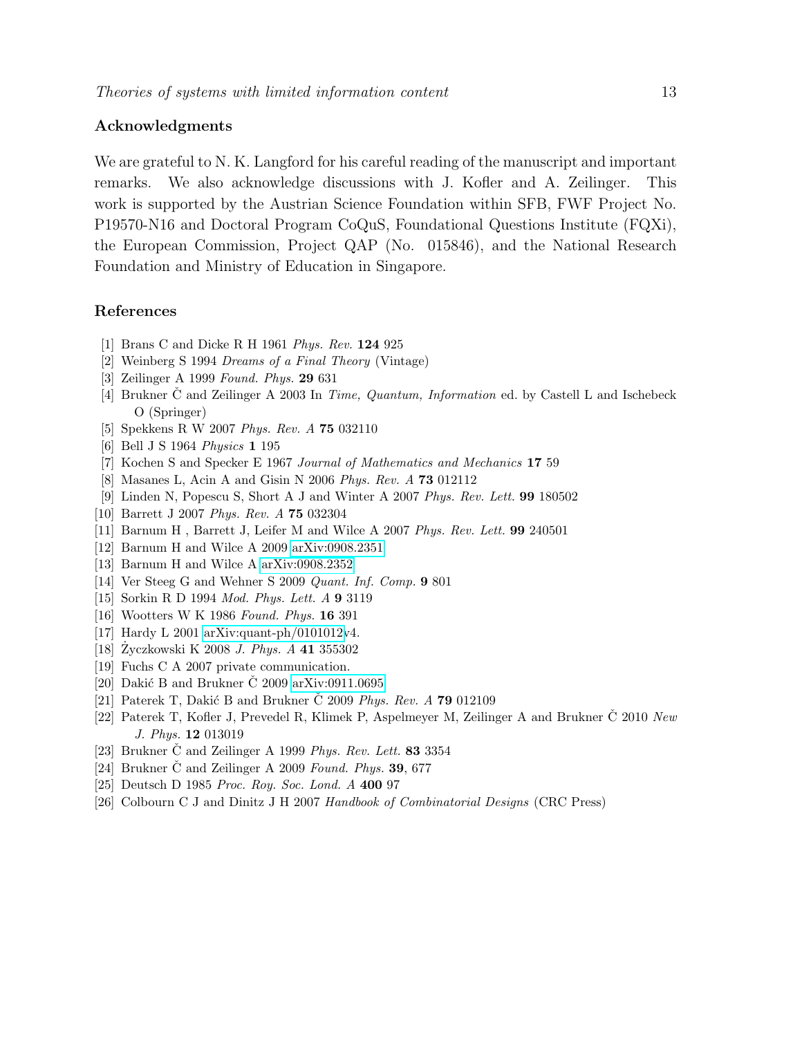## Acknowledgments

We are grateful to N. K. Langford for his careful reading of the manuscript and important remarks. We also acknowledge discussions with J. Kofler and A. Zeilinger. This work is supported by the Austrian Science Foundation within SFB, FWF Project No. P19570-N16 and Doctoral Program CoQuS, Foundational Questions Institute (FQXi), the European Commission, Project QAP (No. 015846), and the National Research Foundation and Ministry of Education in Singapore.

## References

[1] Brans C and Dicke R H 1961 *Phys. Rev.* **124** 925
[2] Weinberg S 1994 *Dreams of a Final Theory* (Vintage)
[3] Zeilinger A 1999 *Found. Phys.* **29** 631
[4] Brukner Č and Zeilinger A 2003 In *Time, Quantum, Information* ed. by Castell L and Ischebeck O (Springer)
[5] Spekkens R W 2007 *Phys. Rev. A* **75** 032110
[6] Bell J S 1964 *Physics* **1** 195
[7] Kochen S and Specker E 1967 *Journal of Mathematics and Mechanics* **17** 59
[8] Masanes L, Acin A and Gisin N 2006 *Phys. Rev. A* **73** 012112
[9] Linden N, Popescu S, Short A J and Winter A 2007 *Phys. Rev. Lett.* **99** 180502
[10] Barrett J 2007 *Phys. Rev. A* **75** 032304
[11] Barnum H , Barrett J, Leifer M and Wilce A 2007 *Phys. Rev. Lett.* **99** 240501
[12] Barnum H and Wilce A 2009 arXiv:0908.2351
[13] Barnum H and Wilce A arXiv:0908.2352
[14] Ver Steeg G and Wehner S 2009 *Quant. Inf. Comp.* **9** 801
[15] Sorkin R D 1994 *Mod. Phys. Lett. A* **9** 3119
[16] Wootters W K 1986 *Found. Phys.* **16** 391
[17] Hardy L 2001 arXiv:quant-ph/0101012v4.
[18] Życzkowski K 2008 *J. Phys. A* **41** 355302
[19] Fuchs C A 2007 private communication.
[20] Dakić B and Brukner Č 2009 arXiv:0911.0695
[21] Paterek T, Dakić B and Brukner Č 2009 *Phys. Rev. A* **79** 012109
[22] Paterek T, Kofler J, Prevedel R, Klimek P, Aspelmeyer M, Zeilinger A and Brukner Č 2010 *New J. Phys.* **12** 013019
[23] Brukner Č and Zeilinger A 1999 *Phys. Rev. Lett.* **83** 3354
[24] Brukner Č and Zeilinger A 2009 *Found. Phys.* **39**, 677
[25] Deutsch D 1985 *Proc. Roy. Soc. Lond. A* **400** 97
[26] Colbourn C J and Dinitz J H 2007 *Handbook of Combinatorial Designs* (CRC Press)